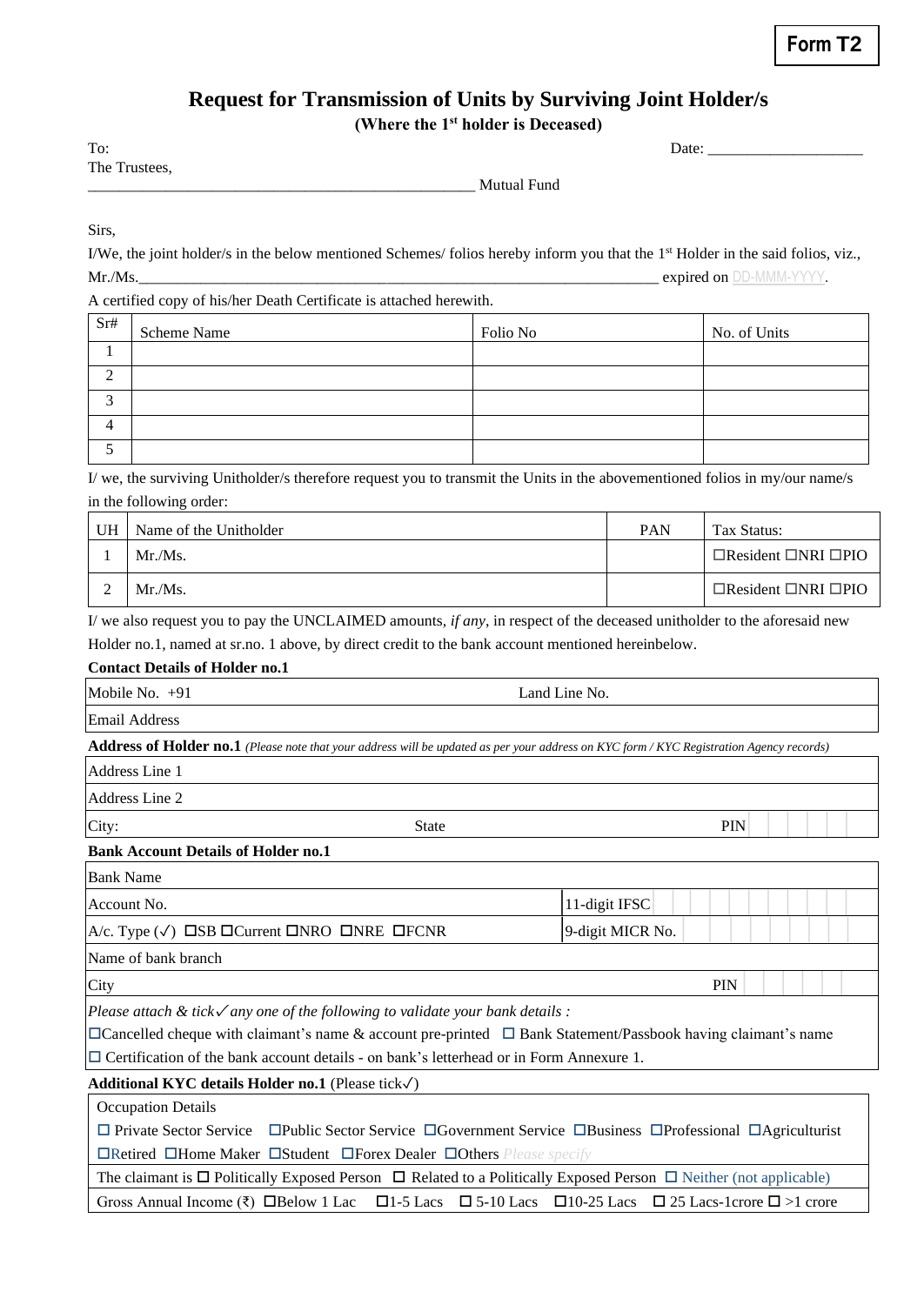**Form T2**

# Request for Transmission of Units by Surviving Joint Holder/s

**(Where the 1st holder is Deceased)**

To: Date: ____________________

The Trustees,

__________________________________________________ Mutual Fund

Sirs,

I/We, the joint holder/s in the below mentioned Schemes/ folios hereby inform you that the 1st Holder in the said folios, viz., Mr./Ms.______________________________________________________________________ expired on DD-MMM-YYYY.

A certified copy of his/her Death Certificate is attached herewith.

| Sr# | Scheme Name | Folio No | No. of Units |
|---|---|---|---|
| 1 | | | |
| 2 | | | |
| 3 | | | |
| 4 | | | |
| 5 | | | |

I/ we, the surviving Unitholder/s therefore request you to transmit the Units in the abovementioned folios in my/our name/s in the following order:

| UH | Name of the Unitholder | PAN | Tax Status: |
|---|---|---|---|
| 1 | Mr./Ms. | | ☐Resident ☐NRI ☐PIO |
| 2 | Mr./Ms. | | ☐Resident ☐NRI ☐PIO |

I/ we also request you to pay the UNCLAIMED amounts, *if any*, in respect of the deceased unitholder to the aforesaid new Holder no.1, named at sr.no. 1 above, by direct credit to the bank account mentioned hereinbelow.

**Contact Details of Holder no.1**

| | |
|---|---|
| Mobile No. +91 | Land Line No. |
| Email Address | |

**Address of Holder no.1** *(Please note that your address will be updated as per your address on KYC form / KYC Registration Agency records)*

| | | |
|---|---|---|
| Address Line 1 | | |
| Address Line 2 | | |
| City: | State | PIN |

**Bank Account Details of Holder no.1**

| | |
|---|---|
| Bank Name | |
| Account No. | 11-digit IFSC |
| A/c. Type (✓) ☐SB ☐Current ☐NRO ☐NRE ☐FCNR | 9-digit MICR No. |
| Name of bank branch | |
| City | PIN |

*Please attach & tick✓ any one of the following to validate your bank details :*

☐Cancelled cheque with claimant's name & account pre-printed ☐ Bank Statement/Passbook having claimant's name

☐ Certification of the bank account details - on bank's letterhead or in Form Annexure 1.

**Additional KYC details Holder no.1** (Please tick✓)

Occupation Details

☐ Private Sector Service ☐Public Sector Service ☐Government Service ☐Business ☐Professional ☐Agriculturist ☐Retired ☐Home Maker ☐Student ☐Forex Dealer ☐Others *Please specify*

The claimant is ☐ Politically Exposed Person ☐ Related to a Politically Exposed Person ☐ Neither (not applicable)

Gross Annual Income (₹) ☐Below 1 Lac ☐1-5 Lacs ☐ 5-10 Lacs ☐10-25 Lacs ☐ 25 Lacs-1crore ☐ >1 crore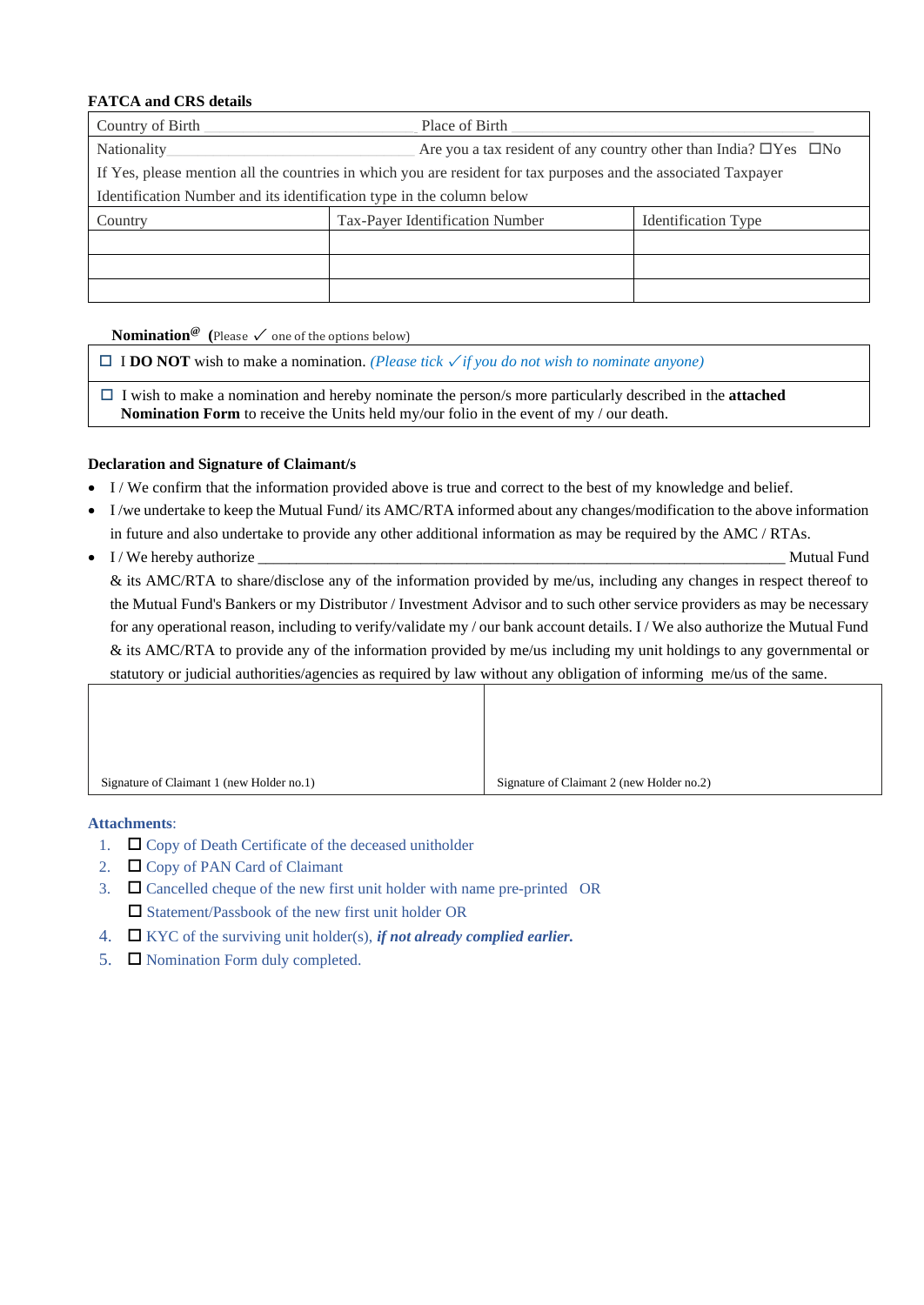**FATCA and CRS details**

| | | |
|---|---|---|
| Country of Birth ______________________ | Place of Birth ______________________ | |
| Nationality ______________________ | Are you a tax resident of any country other than India? ☐Yes ☐No | |
| If Yes, please mention all the countries in which you are resident for tax purposes and the associated Taxpayer Identification Number and its identification type in the column below | | |
| Country | Tax-Payer Identification Number | Identification Type |
| | | |
| | | |
| | | |

**Nomination@** (Please ✓ one of the options below)

☐ I **DO NOT** wish to make a nomination. *(Please tick ✓ if you do not wish to nominate anyone)*

☐ I wish to make a nomination and hereby nominate the person/s more particularly described in the **attached Nomination Form** to receive the Units held my/our folio in the event of my / our death.

**Declaration and Signature of Claimant/s**

- I / We confirm that the information provided above is true and correct to the best of my knowledge and belief.
- I /we undertake to keep the Mutual Fund/ its AMC/RTA informed about any changes/modification to the above information in future and also undertake to provide any other additional information as may be required by the AMC / RTAs.
- I / We hereby authorize ______________________________________________ Mutual Fund & its AMC/RTA to share/disclose any of the information provided by me/us, including any changes in respect thereof to the Mutual Fund's Bankers or my Distributor / Investment Advisor and to such other service providers as may be necessary for any operational reason, including to verify/validate my / our bank account details. I / We also authorize the Mutual Fund & its AMC/RTA to provide any of the information provided by me/us including my unit holdings to any governmental or statutory or judicial authorities/agencies as required by law without any obligation of informing me/us of the same.

| | |
|---|---|
| Signature of Claimant 1 (new Holder no.1) | Signature of Claimant 2 (new Holder no.2) |

**Attachments**:

1. ☐ Copy of Death Certificate of the deceased unitholder
2. ☐ Copy of PAN Card of Claimant
3. ☐ Cancelled cheque of the new first unit holder with name pre-printed OR
   ☐ Statement/Passbook of the new first unit holder OR
4. ☐ KYC of the surviving unit holder(s), ***if not already complied earlier.***
5. ☐ Nomination Form duly completed.